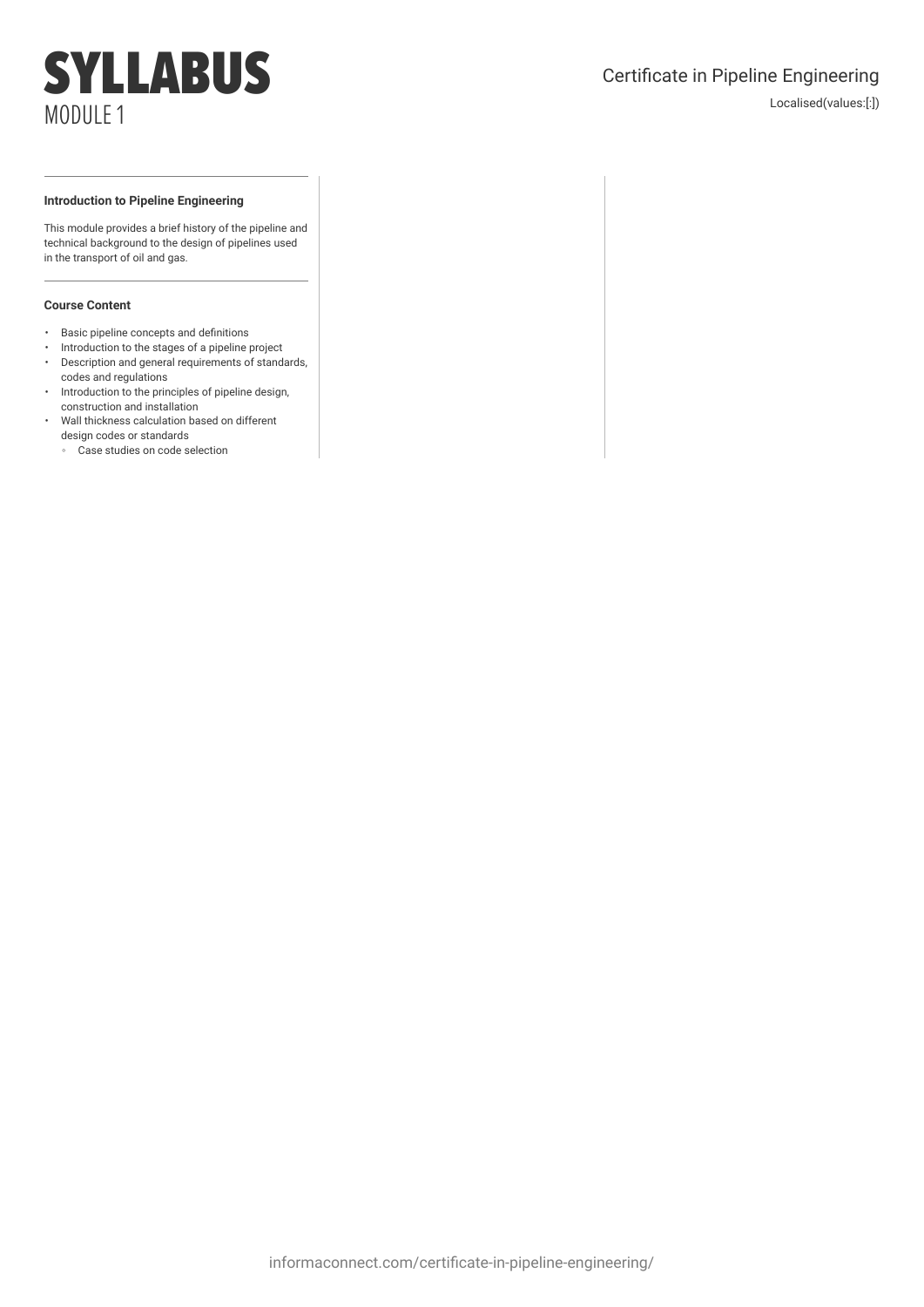# SYLLABUS
## MODULE 1

Certificate in Pipeline Engineering

Localised(values:[:])

### Introduction to Pipeline Engineering

This module provides a brief history of the pipeline and technical background to the design of pipelines used in the transport of oil and gas.

### Course Content

- Basic pipeline concepts and definitions
- Introduction to the stages of a pipeline project
- Description and general requirements of standards, codes and regulations
- Introduction to the principles of pipeline design, construction and installation
- Wall thickness calculation based on different design codes or standards
    - Case studies on code selection

informaconnect.com/certificate-in-pipeline-engineering/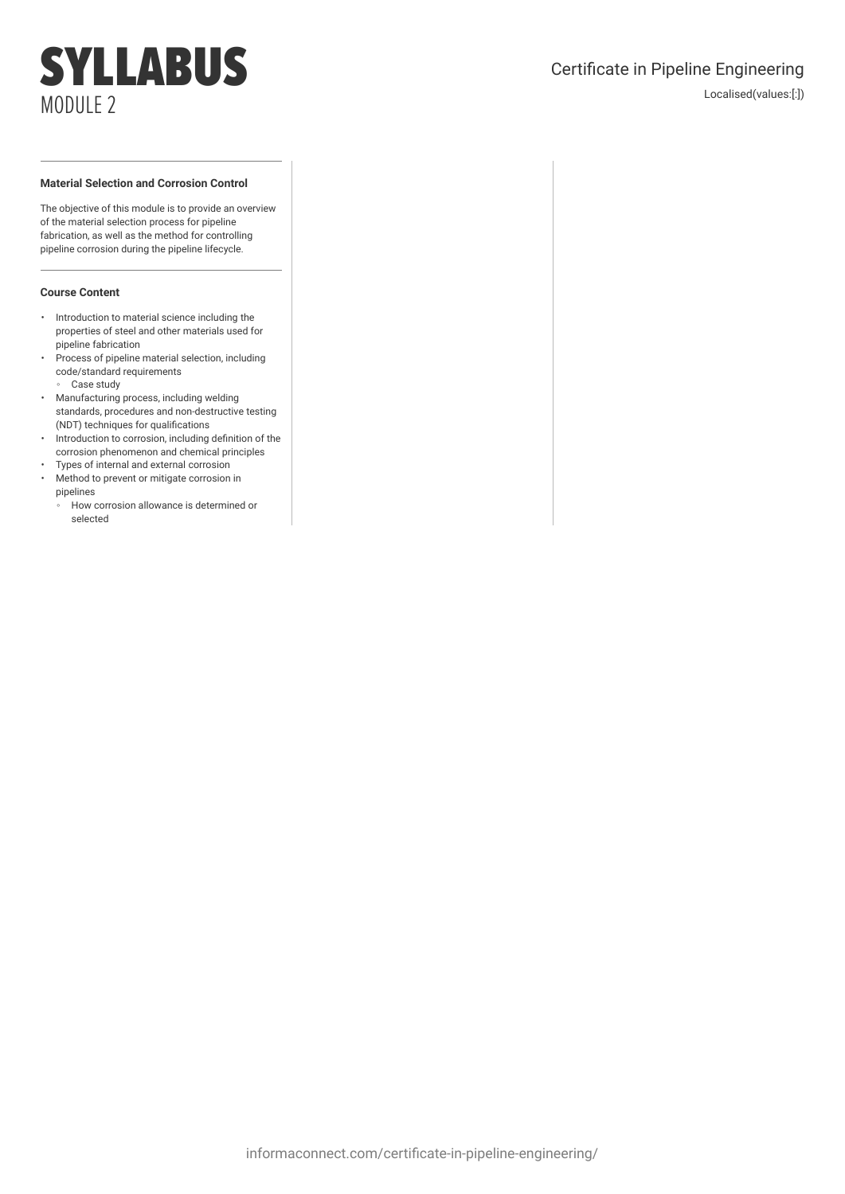# SYLLABUS

## MODULE 2

Certificate in Pipeline Engineering

Localised(values:[:])

**Material Selection and Corrosion Control**

The objective of this module is to provide an overview of the material selection process for pipeline fabrication, as well as the method for controlling pipeline corrosion during the pipeline lifecycle.

**Course Content**

- Introduction to material science including the properties of steel and other materials used for pipeline fabrication
- Process of pipeline material selection, including code/standard requirements
  - Case study
- Manufacturing process, including welding standards, procedures and non-destructive testing (NDT) techniques for qualifications
- Introduction to corrosion, including definition of the corrosion phenomenon and chemical principles
- Types of internal and external corrosion
- Method to prevent or mitigate corrosion in pipelines
  - How corrosion allowance is determined or selected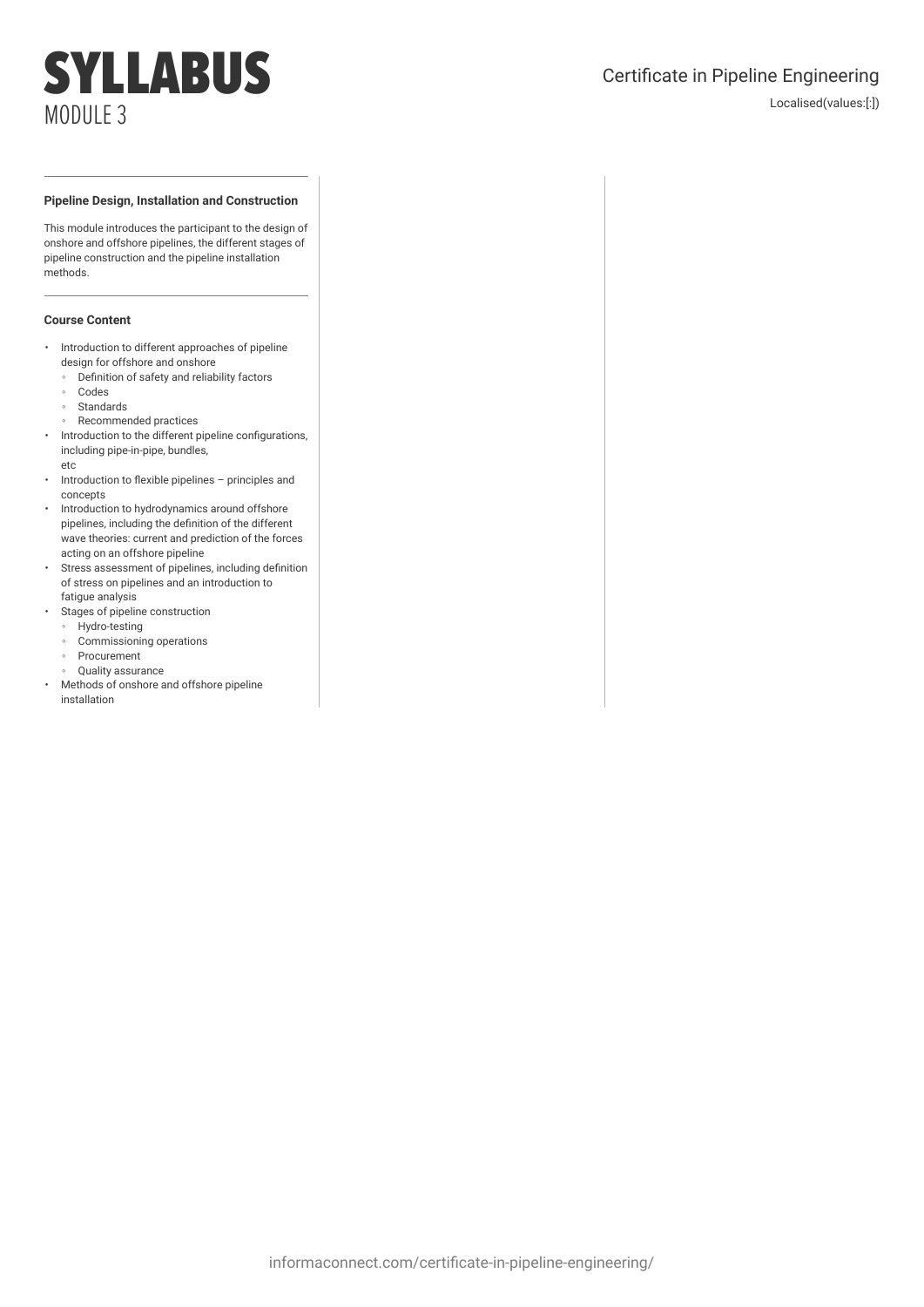# SYLLABUS

MODULE 3

Certificate in Pipeline Engineering

Localised(values:[:])

### Pipeline Design, Installation and Construction

This module introduces the participant to the design of onshore and offshore pipelines, the different stages of pipeline construction and the pipeline installation methods.

### Course Content

- Introduction to different approaches of pipeline design for offshore and onshore
    - Definition of safety and reliability factors
    - Codes
    - Standards
    - Recommended practices
- Introduction to the different pipeline configurations, including pipe-in-pipe, bundles, etc
- Introduction to flexible pipelines – principles and concepts
- Introduction to hydrodynamics around offshore pipelines, including the definition of the different wave theories: current and prediction of the forces acting on an offshore pipeline
- Stress assessment of pipelines, including definition of stress on pipelines and an introduction to fatigue analysis
- Stages of pipeline construction
    - Hydro-testing
    - Commissioning operations
    - Procurement
    - Quality assurance
- Methods of onshore and offshore pipeline installation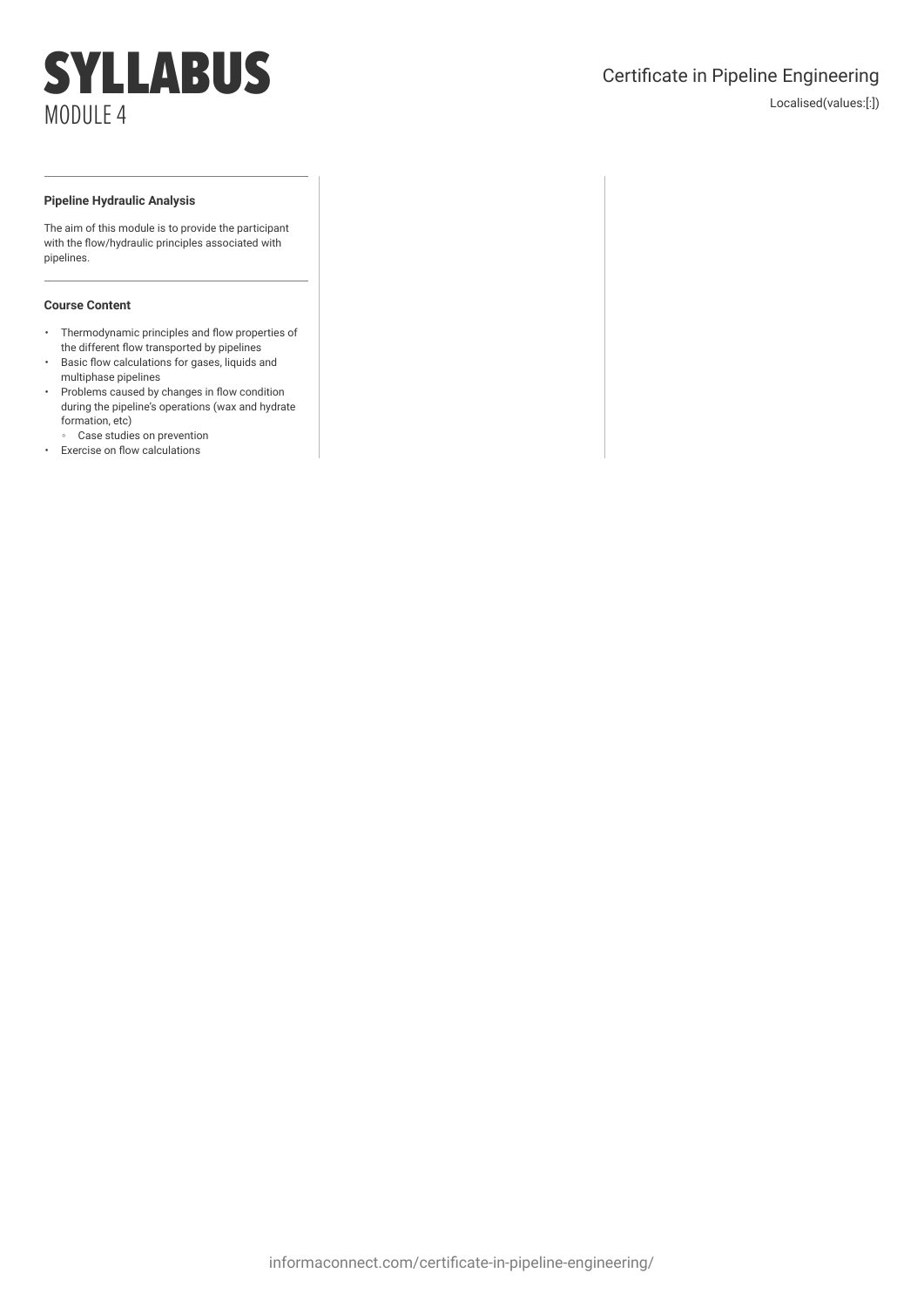# SYLLABUS
MODULE 4

Certificate in Pipeline Engineering

Localised(values:[:])

### Pipeline Hydraulic Analysis

The aim of this module is to provide the participant with the flow/hydraulic principles associated with pipelines.

### Course Content

- Thermodynamic principles and flow properties of the different flow transported by pipelines
- Basic flow calculations for gases, liquids and multiphase pipelines
- Problems caused by changes in flow condition during the pipeline's operations (wax and hydrate formation, etc)
    - Case studies on prevention
- Exercise on flow calculations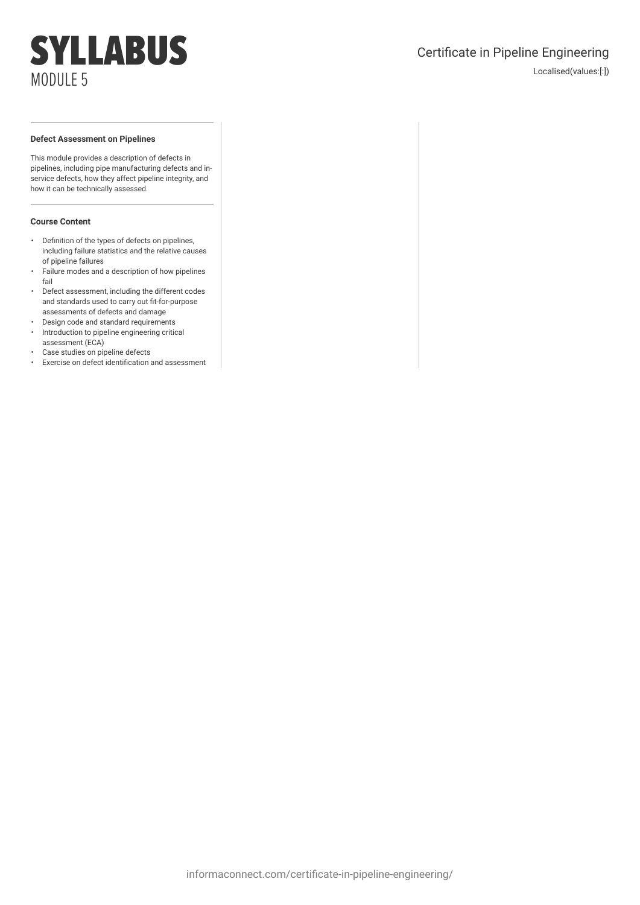# SYLLABUS
MODULE 5

Certificate in Pipeline Engineering

Localised(values:[:])

**Defect Assessment on Pipelines**

This module provides a description of defects in pipelines, including pipe manufacturing defects and in-service defects, how they affect pipeline integrity, and how it can be technically assessed.

**Course Content**

- Definition of the types of defects on pipelines, including failure statistics and the relative causes of pipeline failures
- Failure modes and a description of how pipelines fail
- Defect assessment, including the different codes and standards used to carry out fit-for-purpose assessments of defects and damage
- Design code and standard requirements
- Introduction to pipeline engineering critical assessment (ECA)
- Case studies on pipeline defects
- Exercise on defect identification and assessment

informaconnect.com/certificate-in-pipeline-engineering/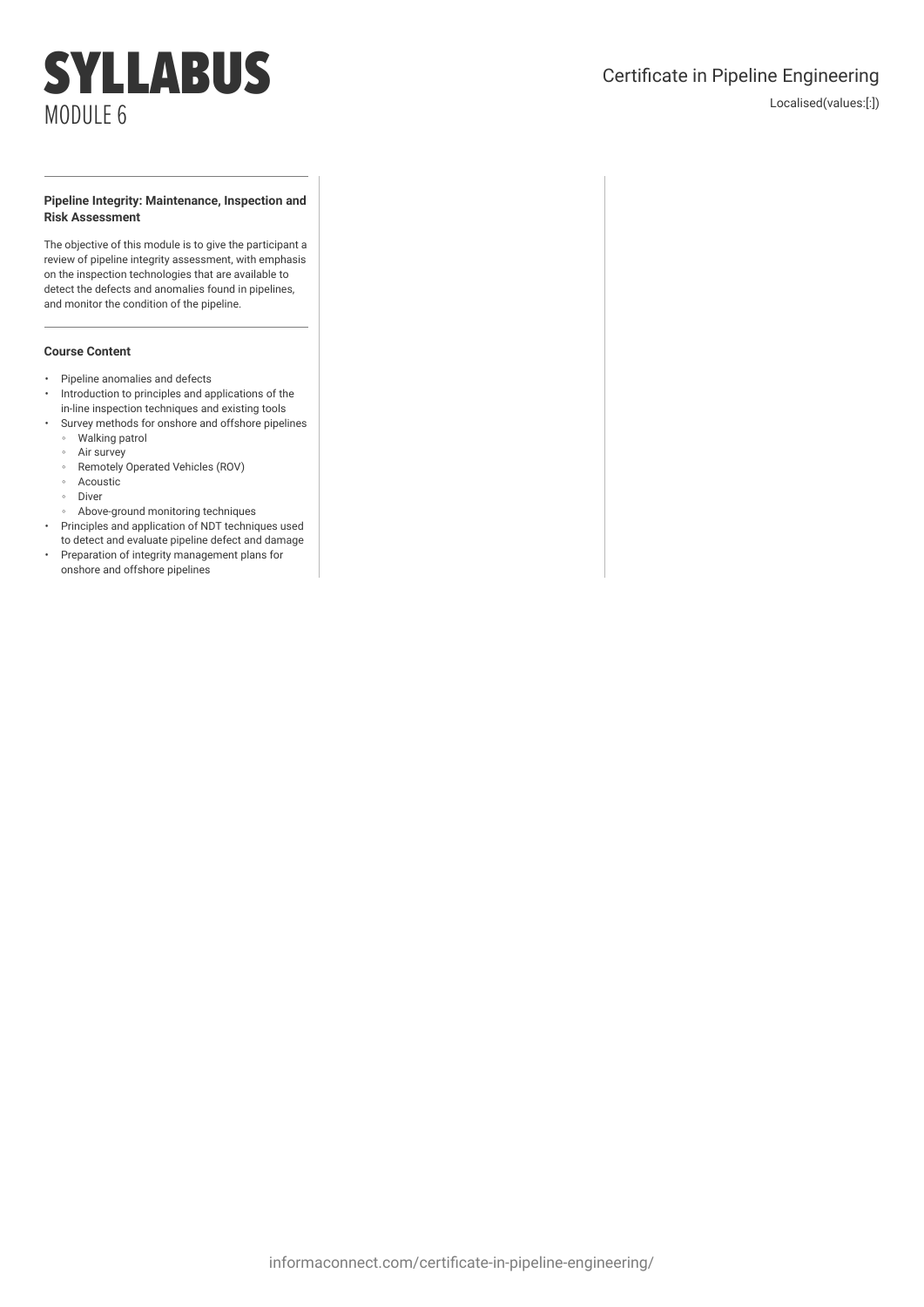# SYLLABUS
MODULE 6

Certificate in Pipeline Engineering

Localised(values:[:])

**Pipeline Integrity: Maintenance, Inspection and Risk Assessment**

The objective of this module is to give the participant a review of pipeline integrity assessment, with emphasis on the inspection technologies that are available to detect the defects and anomalies found in pipelines, and monitor the condition of the pipeline.

**Course Content**

- Pipeline anomalies and defects
- Introduction to principles and applications of the in-line inspection techniques and existing tools
- Survey methods for onshore and offshore pipelines
  - Walking patrol
  - Air survey
  - Remotely Operated Vehicles (ROV)
  - Acoustic
  - Diver
  - Above-ground monitoring techniques
- Principles and application of NDT techniques used to detect and evaluate pipeline defect and damage
- Preparation of integrity management plans for onshore and offshore pipelines

informaconnect.com/certificate-in-pipeline-engineering/